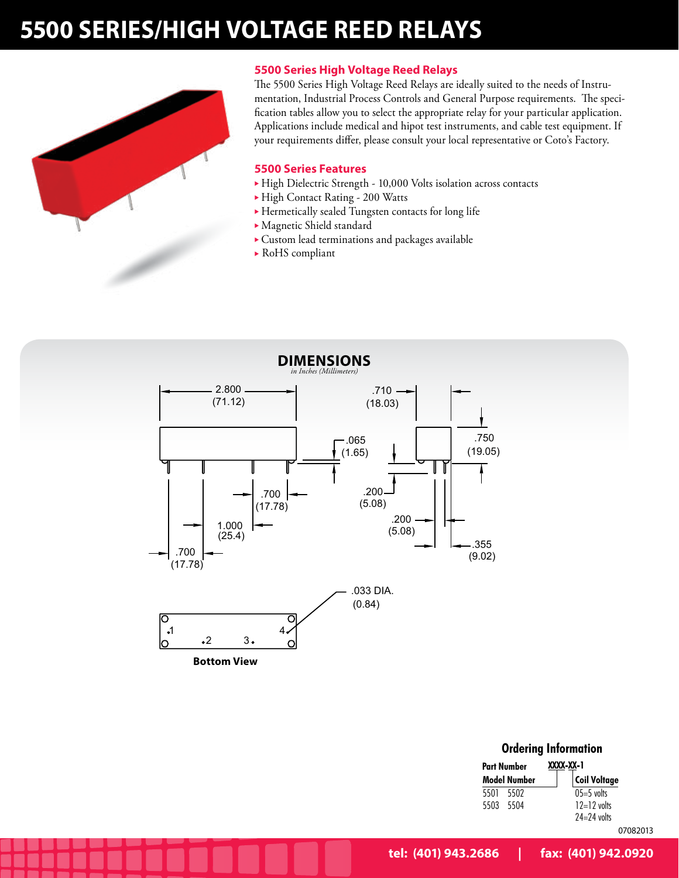# 5500 SERIES/HIGH VOLTAGE REED RELAYS

## 5500 Series High Voltage Reed Relays

The 5500 Series High Voltage Reed Relays are ideally suited to the needs of Instrumentation, Industrial Process Controls and General Purpose requirements. The specification tables allow you to select the appropriate relay for your particular application. Applications include medical and hipot test instruments, and cable test equipment. If your requirements differ, please consult your local representative or Coto's Factory.

## 5500 Series Features

- High Dielectric Strength - 10,000 Volts isolation across contacts
- High Contact Rating - 200 Watts
- Hermetically sealed Tungsten contacts for long life
- Magnetic Shield standard
- Custom lead terminations and packages available
- RoHS compliant

## DIMENSIONS

*in Inches (Millimeters)*

2.800 (71.12)

.710 (18.03)

.065 (1.65)

.750 (19.05)

.700 (17.78)

.200 (5.08)

1.000 (25.4)

.200 (5.08)

.700 (17.78)

.355 (9.02)

.033 DIA. (0.84)

1 2 3 4

**Bottom View**

## Ordering Information

**Part Number** XXXX-XX-1

| Model Number | Coil Voltage |
|---|---|
| 5501 5502 | 05=5 volts |
| 5503 5504 | 12=12 volts |
| | 24=24 volts |

07082013

tel: (401) 943.2686 | fax: (401) 942.0920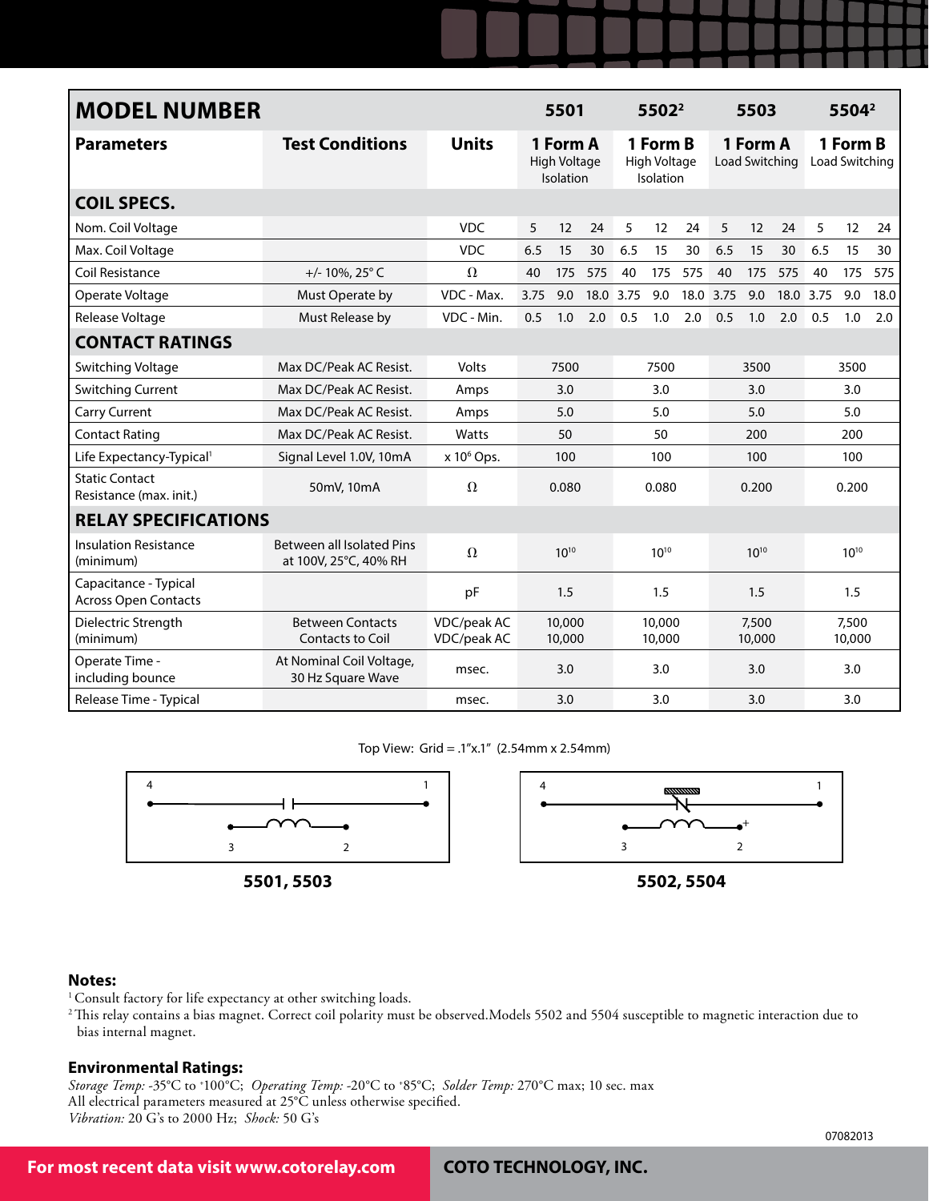| MODEL NUMBER | | | 5501 | | | 5502[2] | | | 5503 | | | 5504[2] | | |
|---|---|---|---|---|---|---|---|---|---|---|---|---|---|---|
| **Parameters** | **Test Conditions** | **Units** | **1 Form A** High Voltage Isolation | | | **1 Form B** High Voltage Isolation | | | **1 Form A** Load Switching | | | **1 Form B** Load Switching | | |
| **COIL SPECS.** | | | | | | | | | | | | | | |
| Nom. Coil Voltage | | VDC | 5 | 12 | 24 | 5 | 12 | 24 | 5 | 12 | 24 | 5 | 12 | 24 |
| Max. Coil Voltage | | VDC | 6.5 | 15 | 30 | 6.5 | 15 | 30 | 6.5 | 15 | 30 | 6.5 | 15 | 30 |
| Coil Resistance | +/- 10%, 25° C | Ω | 40 | 175 | 575 | 40 | 175 | 575 | 40 | 175 | 575 | 40 | 175 | 575 |
| Operate Voltage | Must Operate by | VDC - Max. | 3.75 | 9.0 | 18.0 | 3.75 | 9.0 | 18.0 | 3.75 | 9.0 | 18.0 | 3.75 | 9.0 | 18.0 |
| Release Voltage | Must Release by | VDC - Min. | 0.5 | 1.0 | 2.0 | 0.5 | 1.0 | 2.0 | 0.5 | 1.0 | 2.0 | 0.5 | 1.0 | 2.0 |
| **CONTACT RATINGS** | | | | | | | | | | | | | | |
| Switching Voltage | Max DC/Peak AC Resist. | Volts | 7500 | | | 7500 | | | 3500 | | | 3500 | | |
| Switching Current | Max DC/Peak AC Resist. | Amps | 3.0 | | | 3.0 | | | 3.0 | | | 3.0 | | |
| Carry Current | Max DC/Peak AC Resist. | Amps | 5.0 | | | 5.0 | | | 5.0 | | | 5.0 | | |
| Contact Rating | Max DC/Peak AC Resist. | Watts | 50 | | | 50 | | | 200 | | | 200 | | |
| Life Expectancy-Typical[1] | Signal Level 1.0V, 10mA | x $10^6$ Ops. | 100 | | | 100 | | | 100 | | | 100 | | |
| Static Contact Resistance (max. init.) | 50mV, 10mA | Ω | 0.080 | | | 0.080 | | | 0.200 | | | 0.200 | | |
| **RELAY SPECIFICATIONS** | | | | | | | | | | | | | | |
| Insulation Resistance (minimum) | Between all Isolated Pins at 100V, 25°C, 40% RH | Ω | $10^{10}$ | | | $10^{10}$ | | | $10^{10}$ | | | $10^{10}$ | | |
| Capacitance - Typical Across Open Contacts | | pF | 1.5 | | | 1.5 | | | 1.5 | | | 1.5 | | |
| Dielectric Strength (minimum) | Between Contacts<br>Contacts to Coil | VDC/peak AC<br>VDC/peak AC | 10,000<br>10,000 | | | 10,000<br>10,000 | | | 7,500<br>10,000 | | | 7,500<br>10,000 | | |
| Operate Time - including bounce | At Nominal Coil Voltage, 30 Hz Square Wave | msec. | 3.0 | | | 3.0 | | | 3.0 | | | 3.0 | | |
| Release Time - Typical | | msec. | 3.0 | | | 3.0 | | | 3.0 | | | 3.0 | | |

Top View: Grid = .1"x.1" (2.54mm x 2.54mm)

4 1 3 2

**5501, 5503**

4 1 + 3 2

**5502, 5504**

**Notes:**

[1] Consult factory for life expectancy at other switching loads.

[2] This relay contains a bias magnet. Correct coil polarity must be observed.Models 5502 and 5504 susceptible to magnetic interaction due to bias internal magnet.

**Environmental Ratings:**

*Storage Temp:* -35°C to +100°C; *Operating Temp:* -20°C to +85°C; *Solder Temp:* 270°C max; 10 sec. max
All electrical parameters measured at 25°C unless otherwise specified.
*Vibration:* 20 G's to 2000 Hz; *Shock:* 50 G's

07082013

**For most recent data visit www.cotorelay.com**

**COTO TECHNOLOGY, INC.**